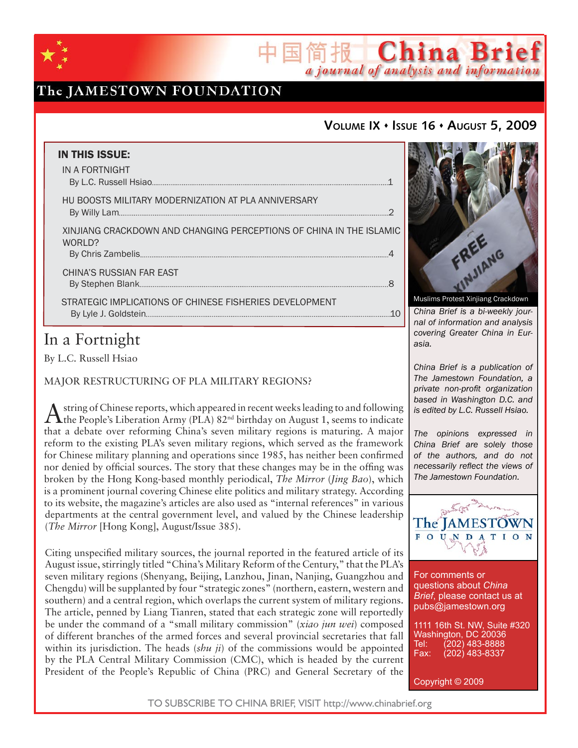# China Brief

*a journal of analysis and information*

The JAMESTOWN FOUNDATION

**VOLUME IX • ISSUE 16 • AUGUST 5, 2009**

**IN THIS ISSUE:**

IN A FORTNIGHT
By L.C. Russell Hsiao.....1

HU BOOSTS MILITARY MODERNIZATION AT PLA ANNIVERSARY
By Willy Lam.....2

XINJIANG CRACKDOWN AND CHANGING PERCEPTIONS OF CHINA IN THE ISLAMIC WORLD?
By Chris Zambelis.....4

CHINA'S RUSSIAN FAR EAST
By Stephen Blank.....8

STRATEGIC IMPLICATIONS OF CHINESE FISHERIES DEVELOPMENT
By Lyle J. Goldstein.....10

Muslims Protest Xinjiang Crackdown

*China Brief is a bi-weekly journal of information and analysis covering Greater China in Eurasia.*

*China Brief is a publication of The Jamestown Foundation, a private non-profit organization based in Washington D.C. and is edited by L.C. Russell Hsiao.*

*The opinions expressed in China Brief are solely those of the authors, and do not necessarily reflect the views of The Jamestown Foundation.*

For comments or questions about *China Brief*, please contact us at pubs@jamestown.org

1111 16th St. NW, Suite #320
Washington, DC 20036
Tel: (202) 483-8888
Fax: (202) 483-8337

Copyright © 2009

## In a Fortnight

By L.C. Russell Hsiao

MAJOR RESTRUCTURING OF PLA MILITARY REGIONS?

A string of Chinese reports, which appeared in recent weeks leading to and following the People's Liberation Army (PLA) 82nd birthday on August 1, seems to indicate that a debate over reforming China's seven military regions is maturing. A major reform to the existing PLA's seven military regions, which served as the framework for Chinese military planning and operations since 1985, has neither been confirmed nor denied by official sources. The story that these changes may be in the offing was broken by the Hong Kong-based monthly periodical, *The Mirror* (*Jing Bao*), which is a prominent journal covering Chinese elite politics and military strategy. According to its website, the magazine's articles are also used as "internal references" in various departments at the central government level, and valued by the Chinese leadership (*The Mirror* [Hong Kong], August/Issue 385).

Citing unspecified military sources, the journal reported in the featured article of its August issue, stirringly titled "China's Military Reform of the Century," that the PLA's seven military regions (Shenyang, Beijing, Lanzhou, Jinan, Nanjing, Guangzhou and Chengdu) will be supplanted by four "strategic zones" (northern, eastern, western and southern) and a central region, which overlaps the current system of military regions. The article, penned by Liang Tianren, stated that each strategic zone will reportedly be under the command of a "small military commission" (*xiao jun wei*) composed of different branches of the armed forces and several provincial secretaries that fall within its jurisdiction. The heads (*shu ji*) of the commissions would be appointed by the PLA Central Military Commission (CMC), which is headed by the current President of the People's Republic of China (PRC) and General Secretary of the

TO SUBSCRIBE TO CHINA BRIEF, VISIT http://www.chinabrief.org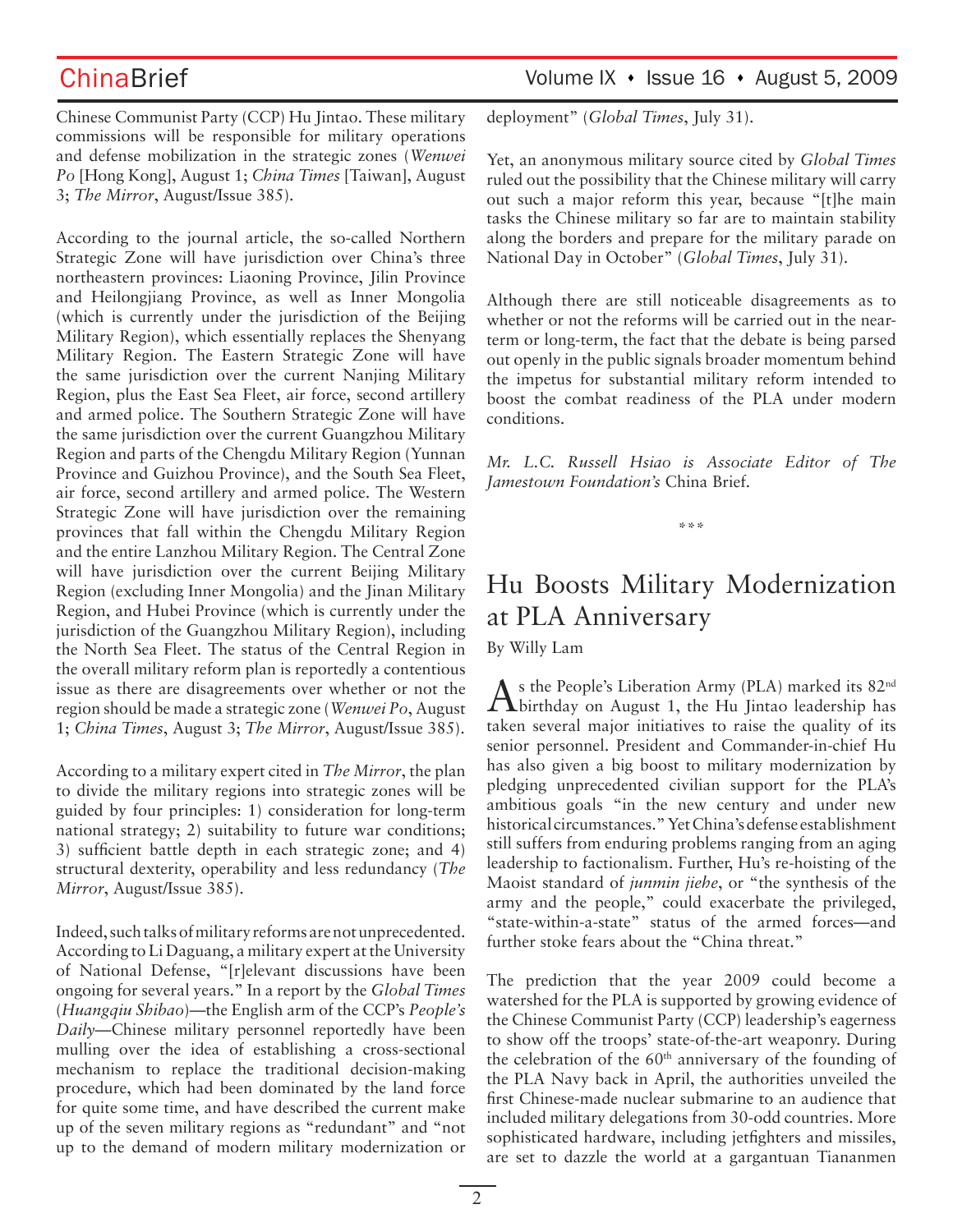Chinese Communist Party (CCP) Hu Jintao. These military commissions will be responsible for military operations and defense mobilization in the strategic zones (*Wenwei Po* [Hong Kong], August 1; *China Times* [Taiwan], August 3; *The Mirror*, August/Issue 385).

According to the journal article, the so-called Northern Strategic Zone will have jurisdiction over China's three northeastern provinces: Liaoning Province, Jilin Province and Heilongjiang Province, as well as Inner Mongolia (which is currently under the jurisdiction of the Beijing Military Region), which essentially replaces the Shenyang Military Region. The Eastern Strategic Zone will have the same jurisdiction over the current Nanjing Military Region, plus the East Sea Fleet, air force, second artillery and armed police. The Southern Strategic Zone will have the same jurisdiction over the current Guangzhou Military Region and parts of the Chengdu Military Region (Yunnan Province and Guizhou Province), and the South Sea Fleet, air force, second artillery and armed police. The Western Strategic Zone will have jurisdiction over the remaining provinces that fall within the Chengdu Military Region and the entire Lanzhou Military Region. The Central Zone will have jurisdiction over the current Beijing Military Region (excluding Inner Mongolia) and the Jinan Military Region, and Hubei Province (which is currently under the jurisdiction of the Guangzhou Military Region), including the North Sea Fleet. The status of the Central Region in the overall military reform plan is reportedly a contentious issue as there are disagreements over whether or not the region should be made a strategic zone (*Wenwei Po*, August 1; *China Times*, August 3; *The Mirror*, August/Issue 385).

According to a military expert cited in *The Mirror*, the plan to divide the military regions into strategic zones will be guided by four principles: 1) consideration for long-term national strategy; 2) suitability to future war conditions; 3) sufficient battle depth in each strategic zone; and 4) structural dexterity, operability and less redundancy (*The Mirror*, August/Issue 385).

Indeed, such talks of military reforms are not unprecedented. According to Li Daguang, a military expert at the University of National Defense, "[r]elevant discussions have been ongoing for several years." In a report by the *Global Times* (*Huangqiu Shibao*)—the English arm of the CCP's *People's Daily*—Chinese military personnel reportedly have been mulling over the idea of establishing a cross-sectional mechanism to replace the traditional decision-making procedure, which had been dominated by the land force for quite some time, and have described the current make up of the seven military regions as "redundant" and "not up to the demand of modern military modernization or deployment" (*Global Times*, July 31).

Yet, an anonymous military source cited by *Global Times* ruled out the possibility that the Chinese military will carry out such a major reform this year, because "[t]he main tasks the Chinese military so far are to maintain stability along the borders and prepare for the military parade on National Day in October" (*Global Times*, July 31).

Although there are still noticeable disagreements as to whether or not the reforms will be carried out in the near-term or long-term, the fact that the debate is being parsed out openly in the public signals broader momentum behind the impetus for substantial military reform intended to boost the combat readiness of the PLA under modern conditions.

*Mr. L.C. Russell Hsiao is Associate Editor of The Jamestown Foundation's* China Brief.

\*\*\*

# Hu Boosts Military Modernization at PLA Anniversary

By Willy Lam

As the People's Liberation Army (PLA) marked its 82nd birthday on August 1, the Hu Jintao leadership has taken several major initiatives to raise the quality of its senior personnel. President and Commander-in-chief Hu has also given a big boost to military modernization by pledging unprecedented civilian support for the PLA's ambitious goals "in the new century and under new historical circumstances." Yet China's defense establishment still suffers from enduring problems ranging from an aging leadership to factionalism. Further, Hu's re-hoisting of the Maoist standard of *junmin jiehe*, or "the synthesis of the army and the people," could exacerbate the privileged, "state-within-a-state" status of the armed forces—and further stoke fears about the "China threat."

The prediction that the year 2009 could become a watershed for the PLA is supported by growing evidence of the Chinese Communist Party (CCP) leadership's eagerness to show off the troops' state-of-the-art weaponry. During the celebration of the 60th anniversary of the founding of the PLA Navy back in April, the authorities unveiled the first Chinese-made nuclear submarine to an audience that included military delegations from 30-odd countries. More sophisticated hardware, including jetfighters and missiles, are set to dazzle the world at a gargantuan Tiananmen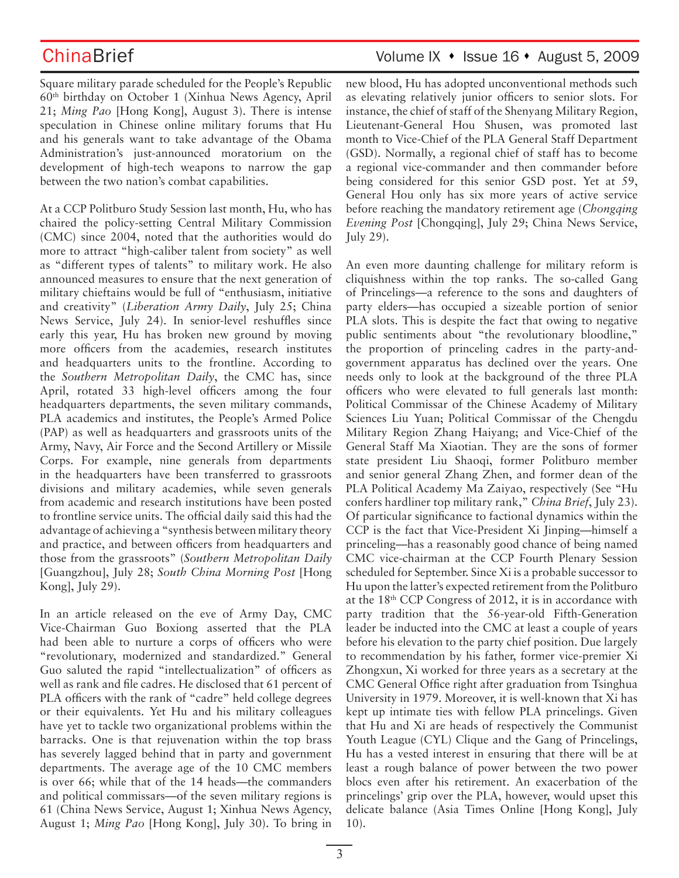Square military parade scheduled for the People's Republic 60th birthday on October 1 (Xinhua News Agency, April 21; *Ming Pao* [Hong Kong], August 3). There is intense speculation in Chinese online military forums that Hu and his generals want to take advantage of the Obama Administration's just-announced moratorium on the development of high-tech weapons to narrow the gap between the two nation's combat capabilities.

At a CCP Politburo Study Session last month, Hu, who has chaired the policy-setting Central Military Commission (CMC) since 2004, noted that the authorities would do more to attract "high-caliber talent from society" as well as "different types of talents" to military work. He also announced measures to ensure that the next generation of military chieftains would be full of "enthusiasm, initiative and creativity" (*Liberation Army Daily*, July 25; China News Service, July 24). In senior-level reshuffles since early this year, Hu has broken new ground by moving more officers from the academies, research institutes and headquarters units to the frontline. According to the *Southern Metropolitan Daily*, the CMC has, since April, rotated 33 high-level officers among the four headquarters departments, the seven military commands, PLA academics and institutes, the People's Armed Police (PAP) as well as headquarters and grassroots units of the Army, Navy, Air Force and the Second Artillery or Missile Corps. For example, nine generals from departments in the headquarters have been transferred to grassroots divisions and military academies, while seven generals from academic and research institutions have been posted to frontline service units. The official daily said this had the advantage of achieving a "synthesis between military theory and practice, and between officers from headquarters and those from the grassroots" (*Southern Metropolitan Daily* [Guangzhou], July 28; *South China Morning Post* [Hong Kong], July 29).

In an article released on the eve of Army Day, CMC Vice-Chairman Guo Boxiong asserted that the PLA had been able to nurture a corps of officers who were "revolutionary, modernized and standardized." General Guo saluted the rapid "intellectualization" of officers as well as rank and file cadres. He disclosed that 61 percent of PLA officers with the rank of "cadre" held college degrees or their equivalents. Yet Hu and his military colleagues have yet to tackle two organizational problems within the barracks. One is that rejuvenation within the top brass has severely lagged behind that in party and government departments. The average age of the 10 CMC members is over 66; while that of the 14 heads—the commanders and political commissars—of the seven military regions is 61 (China News Service, August 1; Xinhua News Agency, August 1; *Ming Pao* [Hong Kong], July 30). To bring in new blood, Hu has adopted unconventional methods such as elevating relatively junior officers to senior slots. For instance, the chief of staff of the Shenyang Military Region, Lieutenant-General Hou Shusen, was promoted last month to Vice-Chief of the PLA General Staff Department (GSD). Normally, a regional chief of staff has to become a regional vice-commander and then commander before being considered for this senior GSD post. Yet at 59, General Hou only has six more years of active service before reaching the mandatory retirement age (*Chongqing Evening Post* [Chongqing], July 29; China News Service, July 29).

An even more daunting challenge for military reform is cliquishness within the top ranks. The so-called Gang of Princelings—a reference to the sons and daughters of party elders—has occupied a sizeable portion of senior PLA slots. This is despite the fact that owing to negative public sentiments about "the revolutionary bloodline," the proportion of princeling cadres in the party-and-government apparatus has declined over the years. One needs only to look at the background of the three PLA officers who were elevated to full generals last month: Political Commissar of the Chinese Academy of Military Sciences Liu Yuan; Political Commissar of the Chengdu Military Region Zhang Haiyang; and Vice-Chief of the General Staff Ma Xiaotian. They are the sons of former state president Liu Shaoqi, former Politburo member and senior general Zhang Zhen, and former dean of the PLA Political Academy Ma Zaiyao, respectively (See "Hu confers hardliner top military rank," *China Brief*, July 23). Of particular significance to factional dynamics within the CCP is the fact that Vice-President Xi Jinping—himself a princeling—has a reasonably good chance of being named CMC vice-chairman at the CCP Fourth Plenary Session scheduled for September. Since Xi is a probable successor to Hu upon the latter's expected retirement from the Politburo at the 18th CCP Congress of 2012, it is in accordance with party tradition that the 56-year-old Fifth-Generation leader be inducted into the CMC at least a couple of years before his elevation to the party chief position. Due largely to recommendation by his father, former vice-premier Xi Zhongxun, Xi worked for three years as a secretary at the CMC General Office right after graduation from Tsinghua University in 1979. Moreover, it is well-known that Xi has kept up intimate ties with fellow PLA princelings. Given that Hu and Xi are heads of respectively the Communist Youth League (CYL) Clique and the Gang of Princelings, Hu has a vested interest in ensuring that there will be at least a rough balance of power between the two power blocs even after his retirement. An exacerbation of the princelings' grip over the PLA, however, would upset this delicate balance (Asia Times Online [Hong Kong], July 10).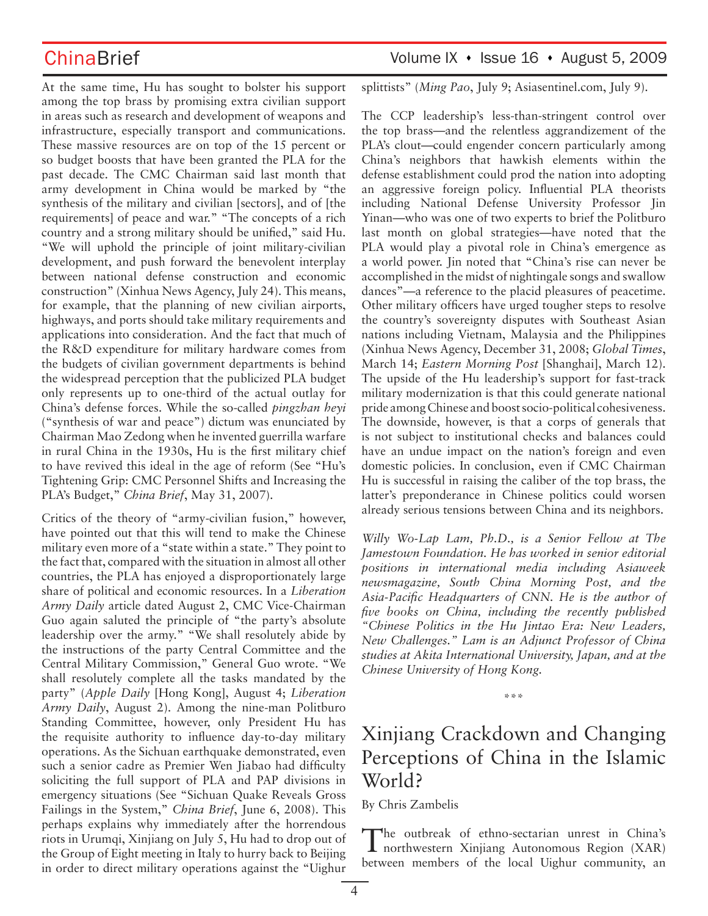At the same time, Hu has sought to bolster his support among the top brass by promising extra civilian support in areas such as research and development of weapons and infrastructure, especially transport and communications. These massive resources are on top of the 15 percent or so budget boosts that have been granted the PLA for the past decade. The CMC Chairman said last month that army development in China would be marked by "the synthesis of the military and civilian [sectors], and of [the requirements] of peace and war." "The concepts of a rich country and a strong military should be unified," said Hu. "We will uphold the principle of joint military-civilian development, and push forward the benevolent interplay between national defense construction and economic construction" (Xinhua News Agency, July 24). This means, for example, that the planning of new civilian airports, highways, and ports should take military requirements and applications into consideration. And the fact that much of the R&D expenditure for military hardware comes from the budgets of civilian government departments is behind the widespread perception that the publicized PLA budget only represents up to one-third of the actual outlay for China's defense forces. While the so-called *pingzhan heyi* ("synthesis of war and peace") dictum was enunciated by Chairman Mao Zedong when he invented guerrilla warfare in rural China in the 1930s, Hu is the first military chief to have revived this ideal in the age of reform (See "Hu's Tightening Grip: CMC Personnel Shifts and Increasing the PLA's Budget," *China Brief*, May 31, 2007).

Critics of the theory of "army-civilian fusion," however, have pointed out that this will tend to make the Chinese military even more of a "state within a state." They point to the fact that, compared with the situation in almost all other countries, the PLA has enjoyed a disproportionately large share of political and economic resources. In a *Liberation Army Daily* article dated August 2, CMC Vice-Chairman Guo again saluted the principle of "the party's absolute leadership over the army." "We shall resolutely abide by the instructions of the party Central Committee and the Central Military Commission," General Guo wrote. "We shall resolutely complete all the tasks mandated by the party" (*Apple Daily* [Hong Kong], August 4; *Liberation Army Daily*, August 2). Among the nine-man Politburo Standing Committee, however, only President Hu has the requisite authority to influence day-to-day military operations. As the Sichuan earthquake demonstrated, even such a senior cadre as Premier Wen Jiabao had difficulty soliciting the full support of PLA and PAP divisions in emergency situations (See "Sichuan Quake Reveals Gross Failings in the System," *China Brief*, June 6, 2008). This perhaps explains why immediately after the horrendous riots in Urumqi, Xinjiang on July 5, Hu had to drop out of the Group of Eight meeting in Italy to hurry back to Beijing in order to direct military operations against the "Uighur splittists" (*Ming Pao*, July 9; Asiasentinel.com, July 9).

The CCP leadership's less-than-stringent control over the top brass—and the relentless aggrandizement of the PLA's clout—could engender concern particularly among China's neighbors that hawkish elements within the defense establishment could prod the nation into adopting an aggressive foreign policy. Influential PLA theorists including National Defense University Professor Jin Yinan—who was one of two experts to brief the Politburo last month on global strategies—have noted that the PLA would play a pivotal role in China's emergence as a world power. Jin noted that "China's rise can never be accomplished in the midst of nightingale songs and swallow dances"—a reference to the placid pleasures of peacetime. Other military officers have urged tougher steps to resolve the country's sovereignty disputes with Southeast Asian nations including Vietnam, Malaysia and the Philippines (Xinhua News Agency, December 31, 2008; *Global Times*, March 14; *Eastern Morning Post* [Shanghai], March 12). The upside of the Hu leadership's support for fast-track military modernization is that this could generate national pride among Chinese and boost socio-political cohesiveness. The downside, however, is that a corps of generals that is not subject to institutional checks and balances could have an undue impact on the nation's foreign and even domestic policies. In conclusion, even if CMC Chairman Hu is successful in raising the caliber of the top brass, the latter's preponderance in Chinese politics could worsen already serious tensions between China and its neighbors.

*Willy Wo-Lap Lam, Ph.D., is a Senior Fellow at The Jamestown Foundation. He has worked in senior editorial positions in international media including Asiaweek newsmagazine, South China Morning Post, and the Asia-Pacific Headquarters of CNN. He is the author of five books on China, including the recently published "Chinese Politics in the Hu Jintao Era: New Leaders, New Challenges." Lam is an Adjunct Professor of China studies at Akita International University, Japan, and at the Chinese University of Hong Kong.*

\*\*\*

# Xinjiang Crackdown and Changing Perceptions of China in the Islamic World?

By Chris Zambelis

The outbreak of ethno-sectarian unrest in China's northwestern Xinjiang Autonomous Region (XAR) between members of the local Uighur community, an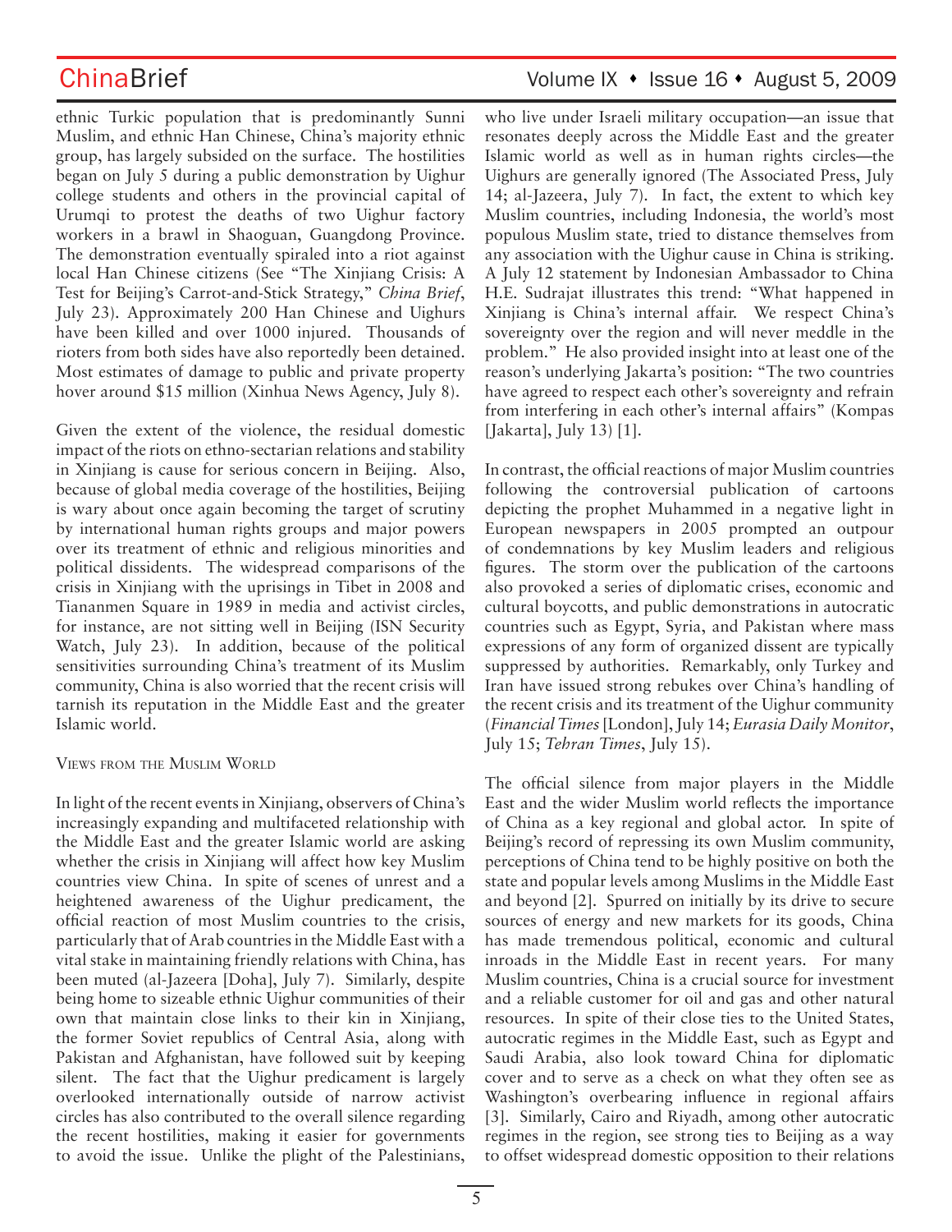ethnic Turkic population that is predominantly Sunni Muslim, and ethnic Han Chinese, China's majority ethnic group, has largely subsided on the surface. The hostilities began on July 5 during a public demonstration by Uighur college students and others in the provincial capital of Urumqi to protest the deaths of two Uighur factory workers in a brawl in Shaoguan, Guangdong Province. The demonstration eventually spiraled into a riot against local Han Chinese citizens (See "The Xinjiang Crisis: A Test for Beijing's Carrot-and-Stick Strategy," *China Brief*, July 23). Approximately 200 Han Chinese and Uighurs have been killed and over 1000 injured. Thousands of rioters from both sides have also reportedly been detained. Most estimates of damage to public and private property hover around $15 million (Xinhua News Agency, July 8).

Given the extent of the violence, the residual domestic impact of the riots on ethno-sectarian relations and stability in Xinjiang is cause for serious concern in Beijing. Also, because of global media coverage of the hostilities, Beijing is wary about once again becoming the target of scrutiny by international human rights groups and major powers over its treatment of ethnic and religious minorities and political dissidents. The widespread comparisons of the crisis in Xinjiang with the uprisings in Tibet in 2008 and Tiananmen Square in 1989 in media and activist circles, for instance, are not sitting well in Beijing (ISN Security Watch, July 23). In addition, because of the political sensitivities surrounding China's treatment of its Muslim community, China is also worried that the recent crisis will tarnish its reputation in the Middle East and the greater Islamic world.

## Views from the Muslim World

In light of the recent events in Xinjiang, observers of China's increasingly expanding and multifaceted relationship with the Middle East and the greater Islamic world are asking whether the crisis in Xinjiang will affect how key Muslim countries view China. In spite of scenes of unrest and a heightened awareness of the Uighur predicament, the official reaction of most Muslim countries to the crisis, particularly that of Arab countries in the Middle East with a vital stake in maintaining friendly relations with China, has been muted (al-Jazeera [Doha], July 7). Similarly, despite being home to sizeable ethnic Uighur communities of their own that maintain close links to their kin in Xinjiang, the former Soviet republics of Central Asia, along with Pakistan and Afghanistan, have followed suit by keeping silent. The fact that the Uighur predicament is largely overlooked internationally outside of narrow activist circles has also contributed to the overall silence regarding the recent hostilities, making it easier for governments to avoid the issue. Unlike the plight of the Palestinians, who live under Israeli military occupation—an issue that resonates deeply across the Middle East and the greater Islamic world as well as in human rights circles—the Uighurs are generally ignored (The Associated Press, July 14; al-Jazeera, July 7). In fact, the extent to which key Muslim countries, including Indonesia, the world's most populous Muslim state, tried to distance themselves from any association with the Uighur cause in China is striking. A July 12 statement by Indonesian Ambassador to China H.E. Sudrajat illustrates this trend: "What happened in Xinjiang is China's internal affair. We respect China's sovereignty over the region and will never meddle in the problem." He also provided insight into at least one of the reason's underlying Jakarta's position: "The two countries have agreed to respect each other's sovereignty and refrain from interfering in each other's internal affairs" (Kompas [Jakarta], July 13) [1].

In contrast, the official reactions of major Muslim countries following the controversial publication of cartoons depicting the prophet Muhammed in a negative light in European newspapers in 2005 prompted an outpour of condemnations by key Muslim leaders and religious figures. The storm over the publication of the cartoons also provoked a series of diplomatic crises, economic and cultural boycotts, and public demonstrations in autocratic countries such as Egypt, Syria, and Pakistan where mass expressions of any form of organized dissent are typically suppressed by authorities. Remarkably, only Turkey and Iran have issued strong rebukes over China's handling of the recent crisis and its treatment of the Uighur community (*Financial Times* [London], July 14; *Eurasia Daily Monitor*, July 15; *Tehran Times*, July 15).

The official silence from major players in the Middle East and the wider Muslim world reflects the importance of China as a key regional and global actor. In spite of Beijing's record of repressing its own Muslim community, perceptions of China tend to be highly positive on both the state and popular levels among Muslims in the Middle East and beyond [2]. Spurred on initially by its drive to secure sources of energy and new markets for its goods, China has made tremendous political, economic and cultural inroads in the Middle East in recent years. For many Muslim countries, China is a crucial source for investment and a reliable customer for oil and gas and other natural resources. In spite of their close ties to the United States, autocratic regimes in the Middle East, such as Egypt and Saudi Arabia, also look toward China for diplomatic cover and to serve as a check on what they often see as Washington's overbearing influence in regional affairs [3]. Similarly, Cairo and Riyadh, among other autocratic regimes in the region, see strong ties to Beijing as a way to offset widespread domestic opposition to their relations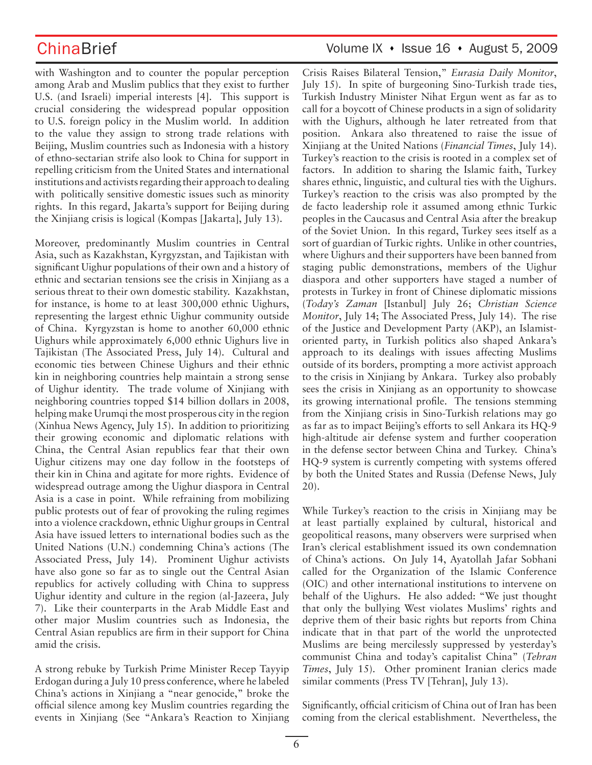with Washington and to counter the popular perception among Arab and Muslim publics that they exist to further U.S. (and Israeli) imperial interests [4]. This support is crucial considering the widespread popular opposition to U.S. foreign policy in the Muslim world. In addition to the value they assign to strong trade relations with Beijing, Muslim countries such as Indonesia with a history of ethno-sectarian strife also look to China for support in repelling criticism from the United States and international institutions and activists regarding their approach to dealing with politically sensitive domestic issues such as minority rights. In this regard, Jakarta's support for Beijing during the Xinjiang crisis is logical (Kompas [Jakarta], July 13).

Moreover, predominantly Muslim countries in Central Asia, such as Kazakhstan, Kyrgyzstan, and Tajikistan with significant Uighur populations of their own and a history of ethnic and sectarian tensions see the crisis in Xinjiang as a serious threat to their own domestic stability. Kazakhstan, for instance, is home to at least 300,000 ethnic Uighurs, representing the largest ethnic Uighur community outside of China. Kyrgyzstan is home to another 60,000 ethnic Uighurs while approximately 6,000 ethnic Uighurs live in Tajikistan (The Associated Press, July 14). Cultural and economic ties between Chinese Uighurs and their ethnic kin in neighboring countries help maintain a strong sense of Uighur identity. The trade volume of Xinjiang with neighboring countries topped $14 billion dollars in 2008, helping make Urumqi the most prosperous city in the region (Xinhua News Agency, July 15). In addition to prioritizing their growing economic and diplomatic relations with China, the Central Asian republics fear that their own Uighur citizens may one day follow in the footsteps of their kin in China and agitate for more rights. Evidence of widespread outrage among the Uighur diaspora in Central Asia is a case in point. While refraining from mobilizing public protests out of fear of provoking the ruling regimes into a violence crackdown, ethnic Uighur groups in Central Asia have issued letters to international bodies such as the United Nations (U.N.) condemning China's actions (The Associated Press, July 14). Prominent Uighur activists have also gone so far as to single out the Central Asian republics for actively colluding with China to suppress Uighur identity and culture in the region (al-Jazeera, July 7). Like their counterparts in the Arab Middle East and other major Muslim countries such as Indonesia, the Central Asian republics are firm in their support for China amid the crisis.

A strong rebuke by Turkish Prime Minister Recep Tayyip Erdogan during a July 10 press conference, where he labeled China's actions in Xinjiang a "near genocide," broke the official silence among key Muslim countries regarding the events in Xinjiang (See "Ankara's Reaction to Xinjiang Crisis Raises Bilateral Tension," *Eurasia Daily Monitor*, July 15). In spite of burgeoning Sino-Turkish trade ties, Turkish Industry Minister Nihat Ergun went as far as to call for a boycott of Chinese products in a sign of solidarity with the Uighurs, although he later retreated from that position. Ankara also threatened to raise the issue of Xinjiang at the United Nations (*Financial Times*, July 14). Turkey's reaction to the crisis is rooted in a complex set of factors. In addition to sharing the Islamic faith, Turkey shares ethnic, linguistic, and cultural ties with the Uighurs. Turkey's reaction to the crisis was also prompted by the de facto leadership role it assumed among ethnic Turkic peoples in the Caucasus and Central Asia after the breakup of the Soviet Union. In this regard, Turkey sees itself as a sort of guardian of Turkic rights. Unlike in other countries, where Uighurs and their supporters have been banned from staging public demonstrations, members of the Uighur diaspora and other supporters have staged a number of protests in Turkey in front of Chinese diplomatic missions (*Today's Zaman* [Istanbul] July 26; *Christian Science Monitor*, July 14; The Associated Press, July 14). The rise of the Justice and Development Party (AKP), an Islamist-oriented party, in Turkish politics also shaped Ankara's approach to its dealings with issues affecting Muslims outside of its borders, prompting a more activist approach to the crisis in Xinjiang by Ankara. Turkey also probably sees the crisis in Xinjiang as an opportunity to showcase its growing international profile. The tensions stemming from the Xinjiang crisis in Sino-Turkish relations may go as far as to impact Beijing's efforts to sell Ankara its HQ-9 high-altitude air defense system and further cooperation in the defense sector between China and Turkey. China's HQ-9 system is currently competing with systems offered by both the United States and Russia (Defense News, July 20).

While Turkey's reaction to the crisis in Xinjiang may be at least partially explained by cultural, historical and geopolitical reasons, many observers were surprised when Iran's clerical establishment issued its own condemnation of China's actions. On July 14, Ayatollah Jafar Sobhani called for the Organization of the Islamic Conference (OIC) and other international institutions to intervene on behalf of the Uighurs. He also added: "We just thought that only the bullying West violates Muslims' rights and deprive them of their basic rights but reports from China indicate that in that part of the world the unprotected Muslims are being mercilessly suppressed by yesterday's communist China and today's capitalist China" (*Tehran Times*, July 15). Other prominent Iranian clerics made similar comments (Press TV [Tehran], July 13).

Significantly, official criticism of China out of Iran has been coming from the clerical establishment. Nevertheless, the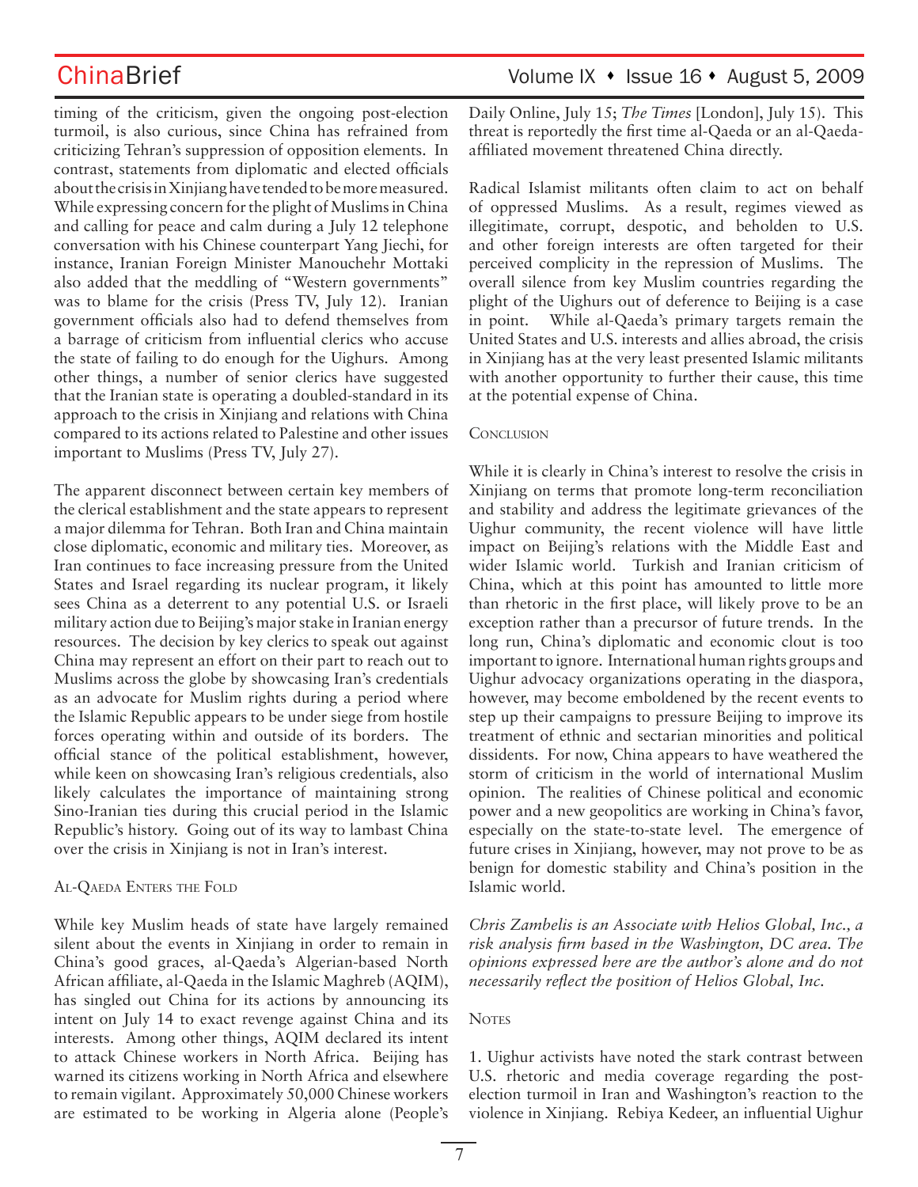timing of the criticism, given the ongoing post-election turmoil, is also curious, since China has refrained from criticizing Tehran's suppression of opposition elements. In contrast, statements from diplomatic and elected officials about the crisis in Xinjiang have tended to be more measured. While expressing concern for the plight of Muslims in China and calling for peace and calm during a July 12 telephone conversation with his Chinese counterpart Yang Jiechi, for instance, Iranian Foreign Minister Manouchehr Mottaki also added that the meddling of "Western governments" was to blame for the crisis (Press TV, July 12). Iranian government officials also had to defend themselves from a barrage of criticism from influential clerics who accuse the state of failing to do enough for the Uighurs. Among other things, a number of senior clerics have suggested that the Iranian state is operating a doubled-standard in its approach to the crisis in Xinjiang and relations with China compared to its actions related to Palestine and other issues important to Muslims (Press TV, July 27).

The apparent disconnect between certain key members of the clerical establishment and the state appears to represent a major dilemma for Tehran. Both Iran and China maintain close diplomatic, economic and military ties. Moreover, as Iran continues to face increasing pressure from the United States and Israel regarding its nuclear program, it likely sees China as a deterrent to any potential U.S. or Israeli military action due to Beijing's major stake in Iranian energy resources. The decision by key clerics to speak out against China may represent an effort on their part to reach out to Muslims across the globe by showcasing Iran's credentials as an advocate for Muslim rights during a period where the Islamic Republic appears to be under siege from hostile forces operating within and outside of its borders. The official stance of the political establishment, however, while keen on showcasing Iran's religious credentials, also likely calculates the importance of maintaining strong Sino-Iranian ties during this crucial period in the Islamic Republic's history. Going out of its way to lambast China over the crisis in Xinjiang is not in Iran's interest.

## Al-Qaeda Enters the Fold

While key Muslim heads of state have largely remained silent about the events in Xinjiang in order to remain in China's good graces, al-Qaeda's Algerian-based North African affiliate, al-Qaeda in the Islamic Maghreb (AQIM), has singled out China for its actions by announcing its intent on July 14 to exact revenge against China and its interests. Among other things, AQIM declared its intent to attack Chinese workers in North Africa. Beijing has warned its citizens working in North Africa and elsewhere to remain vigilant. Approximately 50,000 Chinese workers are estimated to be working in Algeria alone (People's Daily Online, July 15; *The Times* [London], July 15). This threat is reportedly the first time al-Qaeda or an al-Qaeda-affiliated movement threatened China directly.

Radical Islamist militants often claim to act on behalf of oppressed Muslims. As a result, regimes viewed as illegitimate, corrupt, despotic, and beholden to U.S. and other foreign interests are often targeted for their perceived complicity in the repression of Muslims. The overall silence from key Muslim countries regarding the plight of the Uighurs out of deference to Beijing is a case in point. While al-Qaeda's primary targets remain the United States and U.S. interests and allies abroad, the crisis in Xinjiang has at the very least presented Islamic militants with another opportunity to further their cause, this time at the potential expense of China.

## Conclusion

While it is clearly in China's interest to resolve the crisis in Xinjiang on terms that promote long-term reconciliation and stability and address the legitimate grievances of the Uighur community, the recent violence will have little impact on Beijing's relations with the Middle East and wider Islamic world. Turkish and Iranian criticism of China, which at this point has amounted to little more than rhetoric in the first place, will likely prove to be an exception rather than a precursor of future trends. In the long run, China's diplomatic and economic clout is too important to ignore. International human rights groups and Uighur advocacy organizations operating in the diaspora, however, may become emboldened by the recent events to step up their campaigns to pressure Beijing to improve its treatment of ethnic and sectarian minorities and political dissidents. For now, China appears to have weathered the storm of criticism in the world of international Muslim opinion. The realities of Chinese political and economic power and a new geopolitics are working in China's favor, especially on the state-to-state level. The emergence of future crises in Xinjiang, however, may not prove to be as benign for domestic stability and China's position in the Islamic world.

*Chris Zambelis is an Associate with Helios Global, Inc., a risk analysis firm based in the Washington, DC area. The opinions expressed here are the author's alone and do not necessarily reflect the position of Helios Global, Inc.*

## Notes

1. Uighur activists have noted the stark contrast between U.S. rhetoric and media coverage regarding the post-election turmoil in Iran and Washington's reaction to the violence in Xinjiang. Rebiya Kedeer, an influential Uighur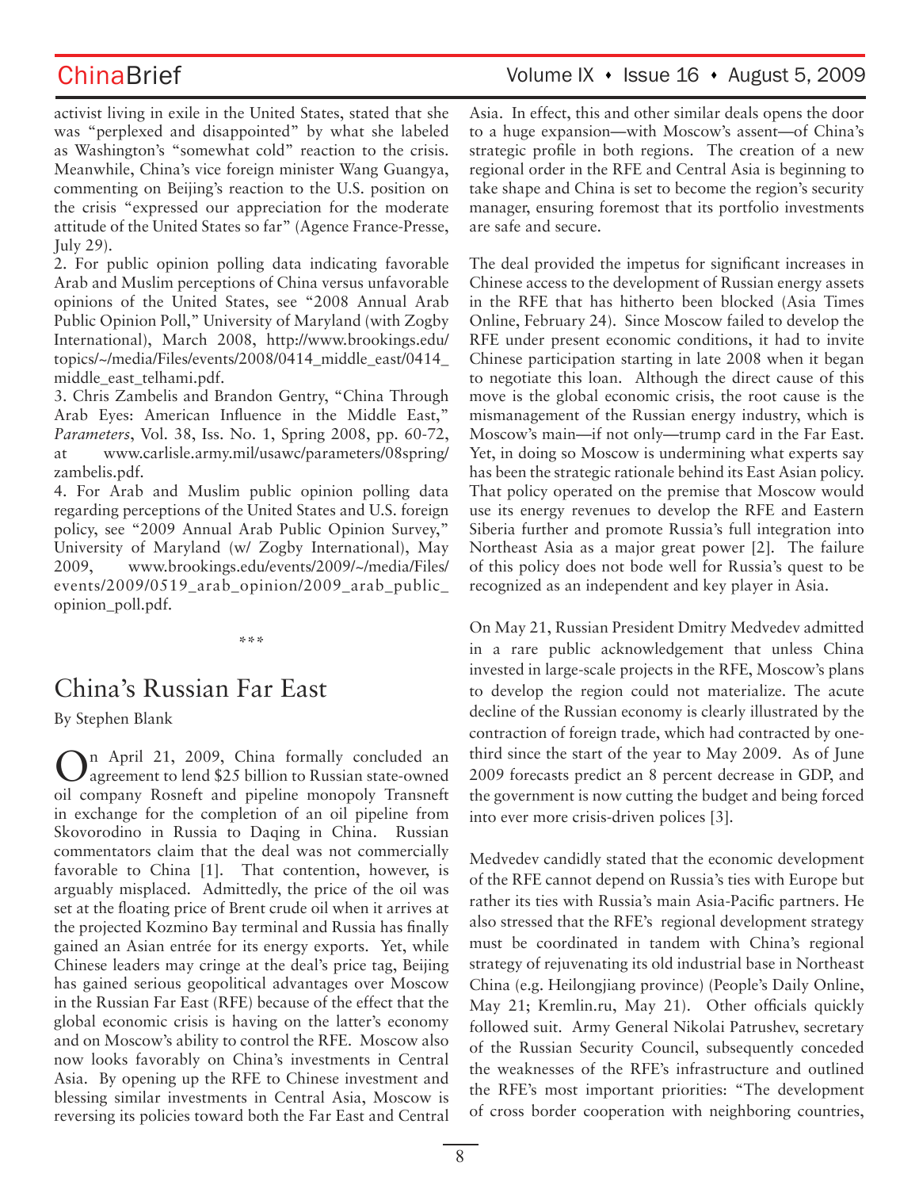activist living in exile in the United States, stated that she was "perplexed and disappointed" by what she labeled as Washington's "somewhat cold" reaction to the crisis. Meanwhile, China's vice foreign minister Wang Guangya, commenting on Beijing's reaction to the U.S. position on the crisis "expressed our appreciation for the moderate attitude of the United States so far" (Agence France-Presse, July 29).

2. For public opinion polling data indicating favorable Arab and Muslim perceptions of China versus unfavorable opinions of the United States, see "2008 Annual Arab Public Opinion Poll," University of Maryland (with Zogby International), March 2008, http://www.brookings.edu/topics/~/media/Files/events/2008/0414_middle_east/0414_middle_east_telhami.pdf.

3. Chris Zambelis and Brandon Gentry, "China Through Arab Eyes: American Influence in the Middle East," *Parameters*, Vol. 38, Iss. No. 1, Spring 2008, pp. 60-72, at www.carlisle.army.mil/usawc/parameters/08spring/zambelis.pdf.

4. For Arab and Muslim public opinion polling data regarding perceptions of the United States and U.S. foreign policy, see "2009 Annual Arab Public Opinion Survey," University of Maryland (w/ Zogby International), May 2009, www.brookings.edu/events/2009/~/media/Files/events/2009/0519_arab_opinion/2009_arab_public_opinion_poll.pdf.

***

# China's Russian Far East

By Stephen Blank

On April 21, 2009, China formally concluded an agreement to lend $25 billion to Russian state-owned oil company Rosneft and pipeline monopoly Transneft in exchange for the completion of an oil pipeline from Skovorodino in Russia to Daqing in China. Russian commentators claim that the deal was not commercially favorable to China [1]. That contention, however, is arguably misplaced. Admittedly, the price of the oil was set at the floating price of Brent crude oil when it arrives at the projected Kozmino Bay terminal and Russia has finally gained an Asian entrée for its energy exports. Yet, while Chinese leaders may cringe at the deal's price tag, Beijing has gained serious geopolitical advantages over Moscow in the Russian Far East (RFE) because of the effect that the global economic crisis is having on the latter's economy and on Moscow's ability to control the RFE. Moscow also now looks favorably on China's investments in Central Asia. By opening up the RFE to Chinese investment and blessing similar investments in Central Asia, Moscow is reversing its policies toward both the Far East and Central Asia. In effect, this and other similar deals opens the door to a huge expansion—with Moscow's assent—of China's strategic profile in both regions. The creation of a new regional order in the RFE and Central Asia is beginning to take shape and China is set to become the region's security manager, ensuring foremost that its portfolio investments are safe and secure.

The deal provided the impetus for significant increases in Chinese access to the development of Russian energy assets in the RFE that has hitherto been blocked (Asia Times Online, February 24). Since Moscow failed to develop the RFE under present economic conditions, it had to invite Chinese participation starting in late 2008 when it began to negotiate this loan. Although the direct cause of this move is the global economic crisis, the root cause is the mismanagement of the Russian energy industry, which is Moscow's main—if not only—trump card in the Far East. Yet, in doing so Moscow is undermining what experts say has been the strategic rationale behind its East Asian policy. That policy operated on the premise that Moscow would use its energy revenues to develop the RFE and Eastern Siberia further and promote Russia's full integration into Northeast Asia as a major great power [2]. The failure of this policy does not bode well for Russia's quest to be recognized as an independent and key player in Asia.

On May 21, Russian President Dmitry Medvedev admitted in a rare public acknowledgement that unless China invested in large-scale projects in the RFE, Moscow's plans to develop the region could not materialize. The acute decline of the Russian economy is clearly illustrated by the contraction of foreign trade, which had contracted by one-third since the start of the year to May 2009. As of June 2009 forecasts predict an 8 percent decrease in GDP, and the government is now cutting the budget and being forced into ever more crisis-driven polices [3].

Medvedev candidly stated that the economic development of the RFE cannot depend on Russia's ties with Europe but rather its ties with Russia's main Asia-Pacific partners. He also stressed that the RFE's regional development strategy must be coordinated in tandem with China's regional strategy of rejuvenating its old industrial base in Northeast China (e.g. Heilongjiang province) (People's Daily Online, May 21; Kremlin.ru, May 21). Other officials quickly followed suit. Army General Nikolai Patrushev, secretary of the Russian Security Council, subsequently conceded the weaknesses of the RFE's infrastructure and outlined the RFE's most important priorities: "The development of cross border cooperation with neighboring countries,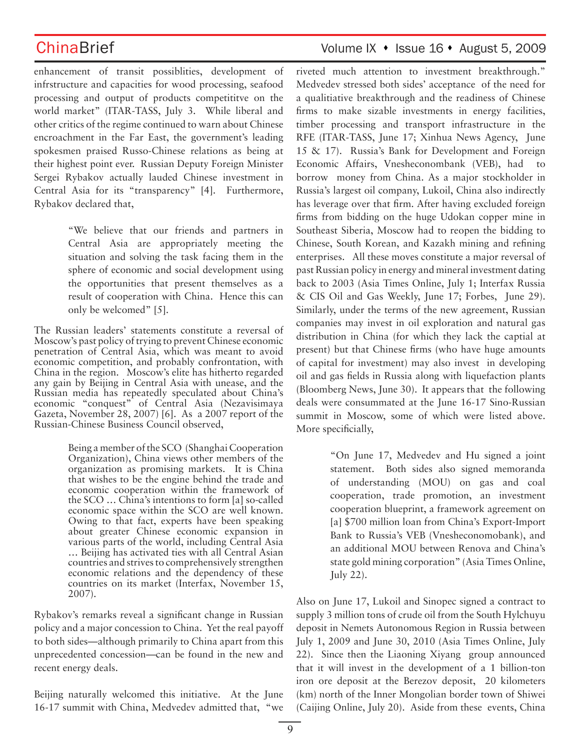enhancement of transit possiblities, development of infrstructure and capacities for wood processing, seafood processing and output of products competititve on the world market" (ITAR-TASS, July 3. While liberal and other critics of the regime continued to warn about Chinese encroachment in the Far East, the government's leading spokesmen praised Russo-Chinese relations as being at their highest point ever. Russian Deputy Foreign Minister Sergei Rybakov actually lauded Chinese investment in Central Asia for its "transparency" [4]. Furthermore, Rybakov declared that,

> "We believe that our friends and partners in Central Asia are appropriately meeting the situation and solving the task facing them in the sphere of economic and social development using the opportunities that present themselves as a result of cooperation with China. Hence this can only be welcomed" [5].

The Russian leaders' statements constitute a reversal of Moscow's past policy of trying to prevent Chinese economic penetration of Central Asia, which was meant to avoid economic competition, and probably confrontation, with China in the region. Moscow's elite has hitherto regarded any gain by Beijing in Central Asia with unease, and the Russian media has repeatedly speculated about China's economic "conquest" of Central Asia (Nezavisimaya Gazeta, November 28, 2007) [6]. As a 2007 report of the Russian-Chinese Business Council observed,

> Being a member of the SCO (Shanghai Cooperation Organization), China views other members of the organization as promising markets. It is China that wishes to be the engine behind the trade and economic cooperation within the framework of the SCO … China's intentions to form [a] so-called economic space within the SCO are well known. Owing to that fact, experts have been speaking about greater Chinese economic expansion in various parts of the world, including Central Asia … Beijing has activated ties with all Central Asian countries and strives to comprehensively strengthen economic relations and the dependency of these countries on its market (Interfax, November 15, 2007).

Rybakov's remarks reveal a significant change in Russian policy and a major concession to China. Yet the real payoff to both sides—although primarily to China apart from this unprecedented concession—can be found in the new and recent energy deals.

Beijing naturally welcomed this initiative. At the June 16-17 summit with China, Medvedev admitted that, "we riveted much attention to investment breakthrough." Medvedev stressed both sides' acceptance of the need for a qualitiative breakthrough and the readiness of Chinese firms to make sizable investments in energy facilities, timber processing and transport infrastructure in the RFE (ITAR-TASS, June 17; Xinhua News Agency, June 15 & 17). Russia's Bank for Development and Foreign Economic Affairs, Vnesheconombank (VEB), had to borrow money from China. As a major stockholder in Russia's largest oil company, Lukoil, China also indirectly has leverage over that firm. After having excluded foreign firms from bidding on the huge Udokan copper mine in Southeast Siberia, Moscow had to reopen the bidding to Chinese, South Korean, and Kazakh mining and refining enterprises. All these moves constitute a major reversal of past Russian policy in energy and mineral investment dating back to 2003 (Asia Times Online, July 1; Interfax Russia & CIS Oil and Gas Weekly, June 17; Forbes, June 29). Similarly, under the terms of the new agreement, Russian companies may invest in oil exploration and natural gas distribution in China (for which they lack the captial at present) but that Chinese firms (who have huge amounts of capital for investment) may also invest in developing oil and gas fields in Russia along with liquefaction plants (Bloomberg News, June 30). It appears that the following deals were consummated at the June 16-17 Sino-Russian summit in Moscow, some of which were listed above. More specifically,

> "On June 17, Medvedev and Hu signed a joint statement. Both sides also signed memoranda of understanding (MOU) on gas and coal cooperation, trade promotion, an investment cooperation blueprint, a framework agreement on [a] $700 million loan from China's Export-Import Bank to Russia's VEB (Vneshecономbank), and an additional MOU between Renova and China's state gold mining corporation" (Asia Times Online, July 22).

Also on June 17, Lukoil and Sinopec signed a contract to supply 3 million tons of crude oil from the South Hylchuyu deposit in Nemets Autonomous Region in Russia between July 1, 2009 and June 30, 2010 (Asia Times Online, July 22). Since then the Liaoning Xiyang group announced that it will invest in the development of a 1 billion-ton iron ore deposit at the Berezov deposit, 20 kilometers (km) north of the Inner Mongolian border town of Shiwei (Caijing Online, July 20). Aside from these events, China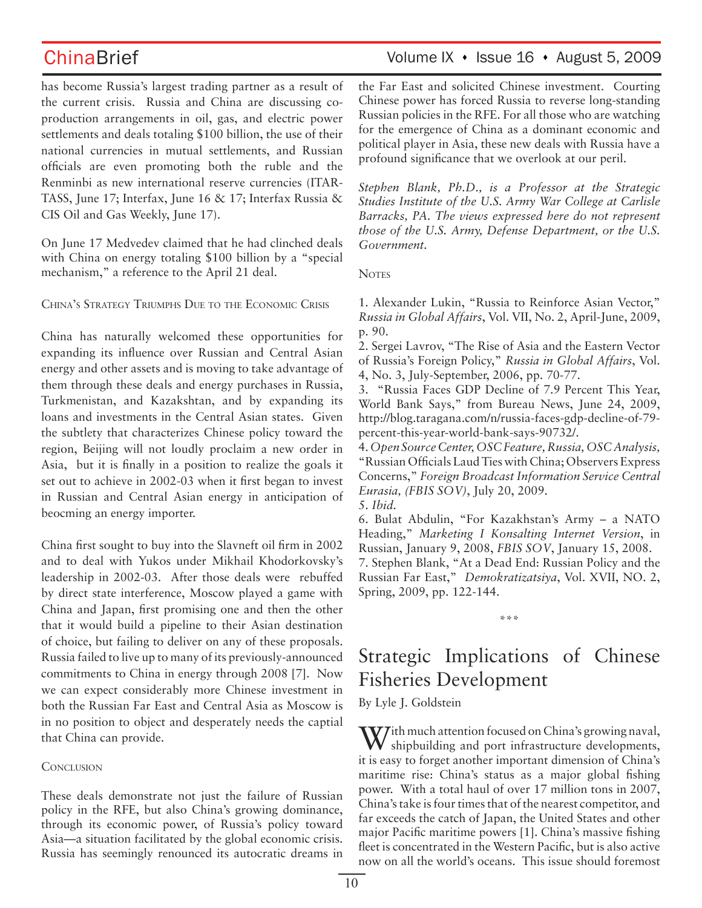has become Russia's largest trading partner as a result of the current crisis. Russia and China are discussing co-production arrangements in oil, gas, and electric power settlements and deals totaling $100 billion, the use of their national currencies in mutual settlements, and Russian officials are even promoting both the ruble and the Renminbi as new international reserve currencies (ITAR-TASS, June 17; Interfax, June 16 & 17; Interfax Russia & CIS Oil and Gas Weekly, June 17).

On June 17 Medvedev claimed that he had clinched deals with China on energy totaling $100 billion by a "special mechanism," a reference to the April 21 deal.

### China's Strategy Triumphs Due to the Economic Crisis

China has naturally welcomed these opportunities for expanding its influence over Russian and Central Asian energy and other assets and is moving to take advantage of them through these deals and energy purchases in Russia, Turkmenistan, and Kazakhstan, and by expanding its loans and investments in the Central Asian states. Given the subtlety that characterizes Chinese policy toward the region, Beijing will not loudly proclaim a new order in Asia, but it is finally in a position to realize the goals it set out to achieve in 2002-03 when it first began to invest in Russian and Central Asian energy in anticipation of beocming an energy importer.

China first sought to buy into the Slavneft oil firm in 2002 and to deal with Yukos under Mikhail Khodorkovsky's leadership in 2002-03. After those deals were rebuffed by direct state interference, Moscow played a game with China and Japan, first promising one and then the other that it would build a pipeline to their Asian destination of choice, but failing to deliver on any of these proposals. Russia failed to live up to many of its previously-announced commitments to China in energy through 2008 [7]. Now we can expect considerably more Chinese investment in both the Russian Far East and Central Asia as Moscow is in no position to object and desperately needs the captial that China can provide.

### Conclusion

These deals demonstrate not just the failure of Russian policy in the RFE, but also China's growing dominance, through its economic power, of Russia's policy toward Asia—a situation facilitated by the global economic crisis. Russia has seemingly renounced its autocratic dreams in the Far East and solicited Chinese investment. Courting Chinese power has forced Russia to reverse long-standing Russian policies in the RFE. For all those who are watching for the emergence of China as a dominant economic and political player in Asia, these new deals with Russia have a profound significance that we overlook at our peril.

*Stephen Blank, Ph.D., is a Professor at the Strategic Studies Institute of the U.S. Army War College at Carlisle Barracks, PA. The views expressed here do not represent those of the U.S. Army, Defense Department, or the U.S. Government.*

### Notes

1. Alexander Lukin, "Russia to Reinforce Asian Vector," *Russia in Global Affairs*, Vol. VII, No. 2, April-June, 2009, p. 90.
2. Sergei Lavrov, "The Rise of Asia and the Eastern Vector of Russia's Foreign Policy," *Russia in Global Affairs*, Vol. 4, No. 3, July-September, 2006, pp. 70-77.
3. "Russia Faces GDP Decline of 7.9 Percent This Year, World Bank Says," from Bureau News, June 24, 2009, http://blog.taragana.com/n/russia-faces-gdp-decline-of-79-percent-this-year-world-bank-says-90732/.
4. *Open Source Center, OSC Feature, Russia, OSC Analysis,* "Russian Officials Laud Ties with China; Observers Express Concerns," *Foreign Broadcast Information Service Central Eurasia, (FBIS SOV)*, July 20, 2009.
5. *Ibid*.
6. Bulat Abdulin, "For Kazakhstan's Army – a NATO Heading," *Marketing I Konsalting Internet Version*, in Russian, January 9, 2008, *FBIS SOV*, January 15, 2008.
7. Stephen Blank, "At a Dead End: Russian Policy and the Russian Far East," *Demokratizatsiya*, Vol. XVII, NO. 2, Spring, 2009, pp. 122-144.

\*\*\*

# Strategic Implications of Chinese Fisheries Development

By Lyle J. Goldstein

With much attention focused on China's growing naval, shipbuilding and port infrastructure developments, it is easy to forget another important dimension of China's maritime rise: China's status as a major global fishing power. With a total haul of over 17 million tons in 2007, China's take is four times that of the nearest competitor, and far exceeds the catch of Japan, the United States and other major Pacific maritime powers [1]. China's massive fishing fleet is concentrated in the Western Pacific, but is also active now on all the world's oceans. This issue should foremost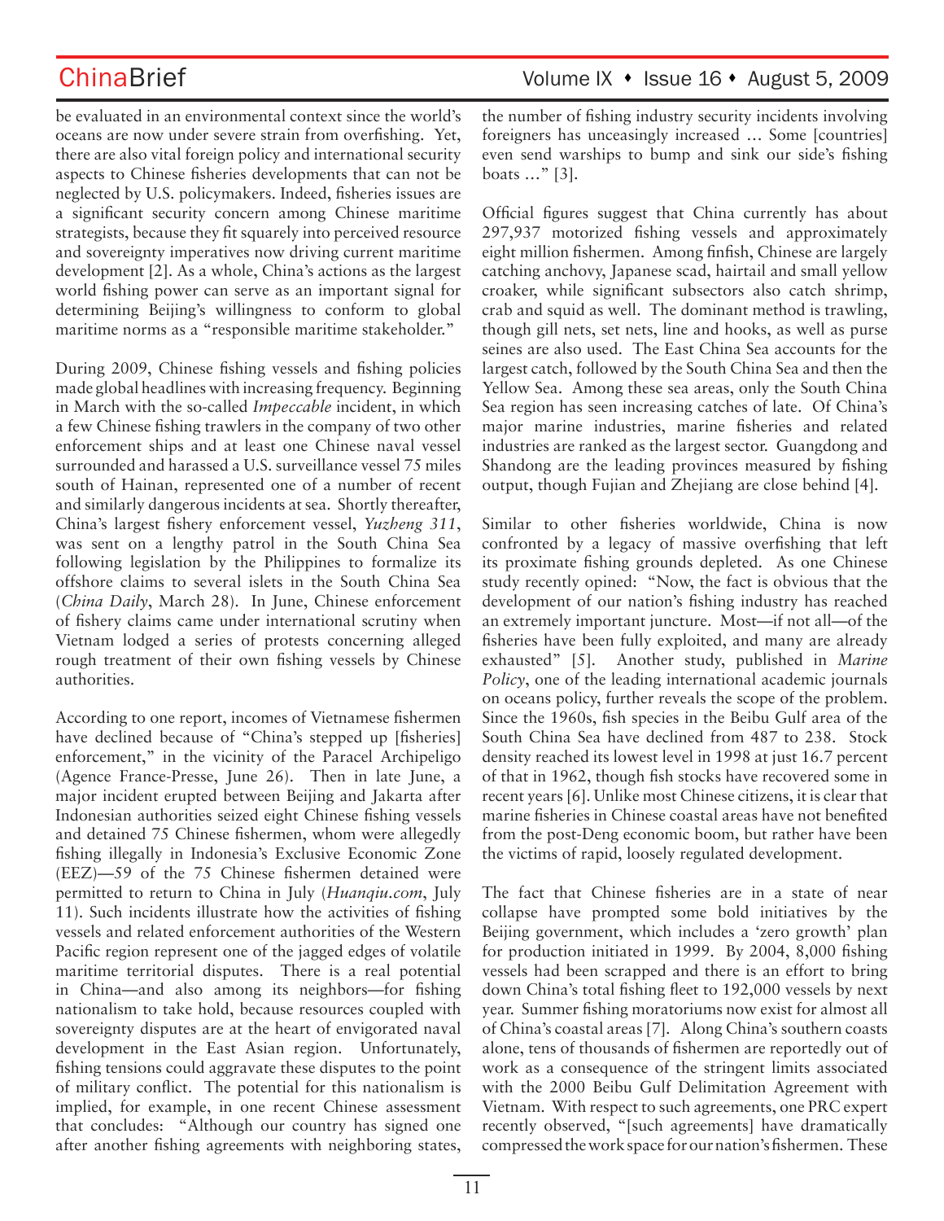be evaluated in an environmental context since the world's oceans are now under severe strain from overfishing. Yet, there are also vital foreign policy and international security aspects to Chinese fisheries developments that can not be neglected by U.S. policymakers. Indeed, fisheries issues are a significant security concern among Chinese maritime strategists, because they fit squarely into perceived resource and sovereignty imperatives now driving current maritime development [2]. As a whole, China's actions as the largest world fishing power can serve as an important signal for determining Beijing's willingness to conform to global maritime norms as a "responsible maritime stakeholder."

During 2009, Chinese fishing vessels and fishing policies made global headlines with increasing frequency. Beginning in March with the so-called *Impeccable* incident, in which a few Chinese fishing trawlers in the company of two other enforcement ships and at least one Chinese naval vessel surrounded and harassed a U.S. surveillance vessel 75 miles south of Hainan, represented one of a number of recent and similarly dangerous incidents at sea. Shortly thereafter, China's largest fishery enforcement vessel, *Yuzheng 311*, was sent on a lengthy patrol in the South China Sea following legislation by the Philippines to formalize its offshore claims to several islets in the South China Sea (*China Daily*, March 28). In June, Chinese enforcement of fishery claims came under international scrutiny when Vietnam lodged a series of protests concerning alleged rough treatment of their own fishing vessels by Chinese authorities.

According to one report, incomes of Vietnamese fishermen have declined because of "China's stepped up [fisheries] enforcement," in the vicinity of the Paracel Archipeligo (Agence France-Presse, June 26). Then in late June, a major incident erupted between Beijing and Jakarta after Indonesian authorities seized eight Chinese fishing vessels and detained 75 Chinese fishermen, whom were allegedly fishing illegally in Indonesia's Exclusive Economic Zone (EEZ)—59 of the 75 Chinese fishermen detained were permitted to return to China in July (*Huanqiu.com*, July 11). Such incidents illustrate how the activities of fishing vessels and related enforcement authorities of the Western Pacific region represent one of the jagged edges of volatile maritime territorial disputes. There is a real potential in China—and also among its neighbors—for fishing nationalism to take hold, because resources coupled with sovereignty disputes are at the heart of envigorated naval development in the East Asian region. Unfortunately, fishing tensions could aggravate these disputes to the point of military conflict. The potential for this nationalism is implied, for example, in one recent Chinese assessment that concludes: "Although our country has signed one after another fishing agreements with neighboring states, the number of fishing industry security incidents involving foreigners has unceasingly increased … Some [countries] even send warships to bump and sink our side's fishing boats …" [3].

Official figures suggest that China currently has about 297,937 motorized fishing vessels and approximately eight million fishermen. Among finfish, Chinese are largely catching anchovy, Japanese scad, hairtail and small yellow croaker, while significant subsectors also catch shrimp, crab and squid as well. The dominant method is trawling, though gill nets, set nets, line and hooks, as well as purse seines are also used. The East China Sea accounts for the largest catch, followed by the South China Sea and then the Yellow Sea. Among these sea areas, only the South China Sea region has seen increasing catches of late. Of China's major marine industries, marine fisheries and related industries are ranked as the largest sector. Guangdong and Shandong are the leading provinces measured by fishing output, though Fujian and Zhejiang are close behind [4].

Similar to other fisheries worldwide, China is now confronted by a legacy of massive overfishing that left its proximate fishing grounds depleted. As one Chinese study recently opined: "Now, the fact is obvious that the development of our nation's fishing industry has reached an extremely important juncture. Most—if not all—of the fisheries have been fully exploited, and many are already exhausted" [5]. Another study, published in *Marine Policy*, one of the leading international academic journals on oceans policy, further reveals the scope of the problem. Since the 1960s, fish species in the Beibu Gulf area of the South China Sea have declined from 487 to 238. Stock density reached its lowest level in 1998 at just 16.7 percent of that in 1962, though fish stocks have recovered some in recent years [6]. Unlike most Chinese citizens, it is clear that marine fisheries in Chinese coastal areas have not benefited from the post-Deng economic boom, but rather have been the victims of rapid, loosely regulated development.

The fact that Chinese fisheries are in a state of near collapse have prompted some bold initiatives by the Beijing government, which includes a 'zero growth' plan for production initiated in 1999. By 2004, 8,000 fishing vessels had been scrapped and there is an effort to bring down China's total fishing fleet to 192,000 vessels by next year. Summer fishing moratoriums now exist for almost all of China's coastal areas [7]. Along China's southern coasts alone, tens of thousands of fishermen are reportedly out of work as a consequence of the stringent limits associated with the 2000 Beibu Gulf Delimitation Agreement with Vietnam. With respect to such agreements, one PRC expert recently observed, "[such agreements] have dramatically compressed the work space for our nation's fishermen. These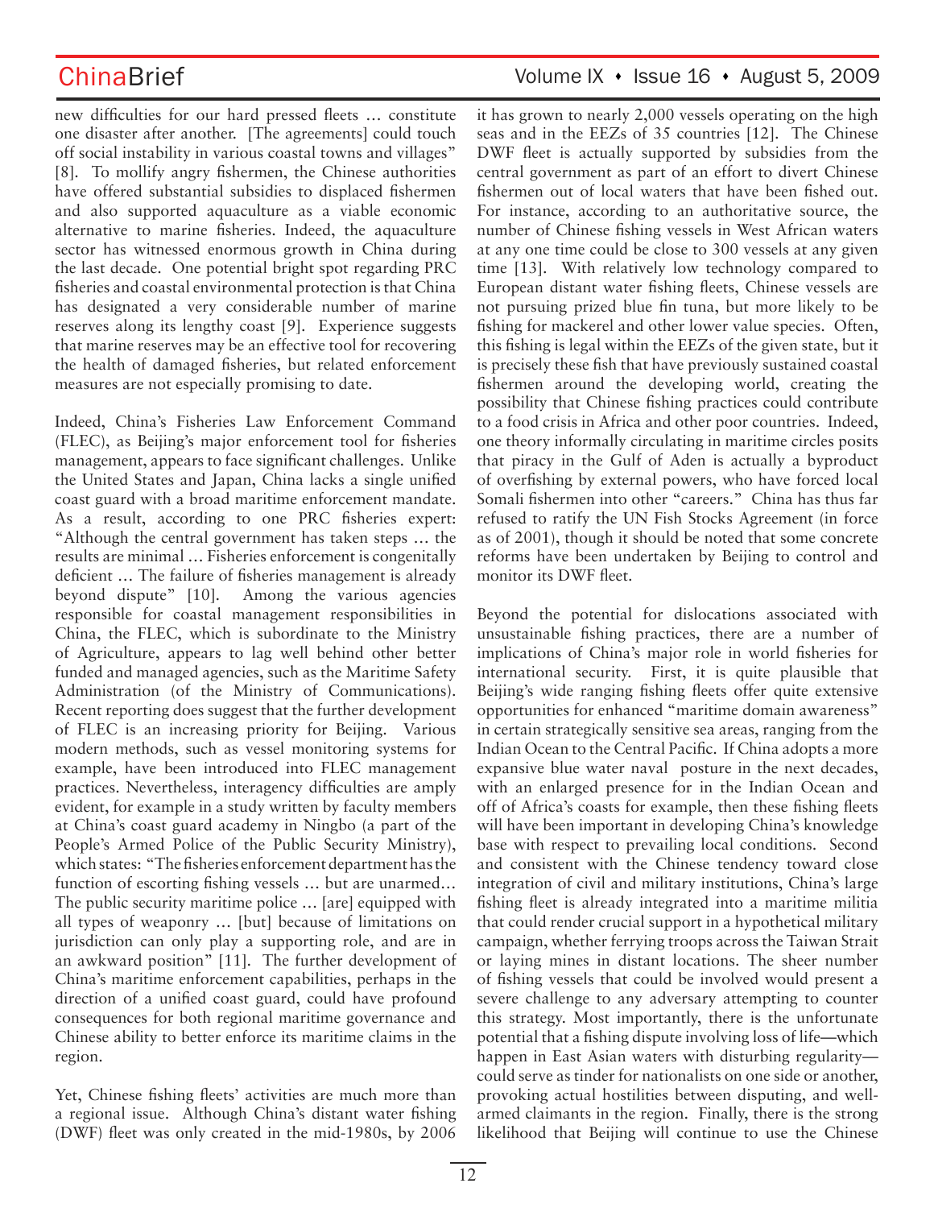new difficulties for our hard pressed fleets … constitute one disaster after another. [The agreements] could touch off social instability in various coastal towns and villages" [8]. To mollify angry fishermen, the Chinese authorities have offered substantial subsidies to displaced fishermen and also supported aquaculture as a viable economic alternative to marine fisheries. Indeed, the aquaculture sector has witnessed enormous growth in China during the last decade. One potential bright spot regarding PRC fisheries and coastal environmental protection is that China has designated a very considerable number of marine reserves along its lengthy coast [9]. Experience suggests that marine reserves may be an effective tool for recovering the health of damaged fisheries, but related enforcement measures are not especially promising to date.

Indeed, China's Fisheries Law Enforcement Command (FLEC), as Beijing's major enforcement tool for fisheries management, appears to face significant challenges. Unlike the United States and Japan, China lacks a single unified coast guard with a broad maritime enforcement mandate. As a result, according to one PRC fisheries expert: "Although the central government has taken steps … the results are minimal … Fisheries enforcement is congenitally deficient … The failure of fisheries management is already beyond dispute" [10]. Among the various agencies responsible for coastal management responsibilities in China, the FLEC, which is subordinate to the Ministry of Agriculture, appears to lag well behind other better funded and managed agencies, such as the Maritime Safety Administration (of the Ministry of Communications). Recent reporting does suggest that the further development of FLEC is an increasing priority for Beijing. Various modern methods, such as vessel monitoring systems for example, have been introduced into FLEC management practices. Nevertheless, interagency difficulties are amply evident, for example in a study written by faculty members at China's coast guard academy in Ningbo (a part of the People's Armed Police of the Public Security Ministry), which states: "The fisheries enforcement department has the function of escorting fishing vessels … but are unarmed… The public security maritime police … [are] equipped with all types of weaponry … [but] because of limitations on jurisdiction can only play a supporting role, and are in an awkward position" [11]. The further development of China's maritime enforcement capabilities, perhaps in the direction of a unified coast guard, could have profound consequences for both regional maritime governance and Chinese ability to better enforce its maritime claims in the region.

Yet, Chinese fishing fleets' activities are much more than a regional issue. Although China's distant water fishing (DWF) fleet was only created in the mid-1980s, by 2006 it has grown to nearly 2,000 vessels operating on the high seas and in the EEZs of 35 countries [12]. The Chinese DWF fleet is actually supported by subsidies from the central government as part of an effort to divert Chinese fishermen out of local waters that have been fished out. For instance, according to an authoritative source, the number of Chinese fishing vessels in West African waters at any one time could be close to 300 vessels at any given time [13]. With relatively low technology compared to European distant water fishing fleets, Chinese vessels are not pursuing prized blue fin tuna, but more likely to be fishing for mackerel and other lower value species. Often, this fishing is legal within the EEZs of the given state, but it is precisely these fish that have previously sustained coastal fishermen around the developing world, creating the possibility that Chinese fishing practices could contribute to a food crisis in Africa and other poor countries. Indeed, one theory informally circulating in maritime circles posits that piracy in the Gulf of Aden is actually a byproduct of overfishing by external powers, who have forced local Somali fishermen into other "careers." China has thus far refused to ratify the UN Fish Stocks Agreement (in force as of 2001), though it should be noted that some concrete reforms have been undertaken by Beijing to control and monitor its DWF fleet.

Beyond the potential for dislocations associated with unsustainable fishing practices, there are a number of implications of China's major role in world fisheries for international security. First, it is quite plausible that Beijing's wide ranging fishing fleets offer quite extensive opportunities for enhanced "maritime domain awareness" in certain strategically sensitive sea areas, ranging from the Indian Ocean to the Central Pacific. If China adopts a more expansive blue water naval posture in the next decades, with an enlarged presence for in the Indian Ocean and off of Africa's coasts for example, then these fishing fleets will have been important in developing China's knowledge base with respect to prevailing local conditions. Second and consistent with the Chinese tendency toward close integration of civil and military institutions, China's large fishing fleet is already integrated into a maritime militia that could render crucial support in a hypothetical military campaign, whether ferrying troops across the Taiwan Strait or laying mines in distant locations. The sheer number of fishing vessels that could be involved would present a severe challenge to any adversary attempting to counter this strategy. Most importantly, there is the unfortunate potential that a fishing dispute involving loss of life—which happen in East Asian waters with disturbing regularity—could serve as tinder for nationalists on one side or another, provoking actual hostilities between disputing, and well-armed claimants in the region. Finally, there is the strong likelihood that Beijing will continue to use the Chinese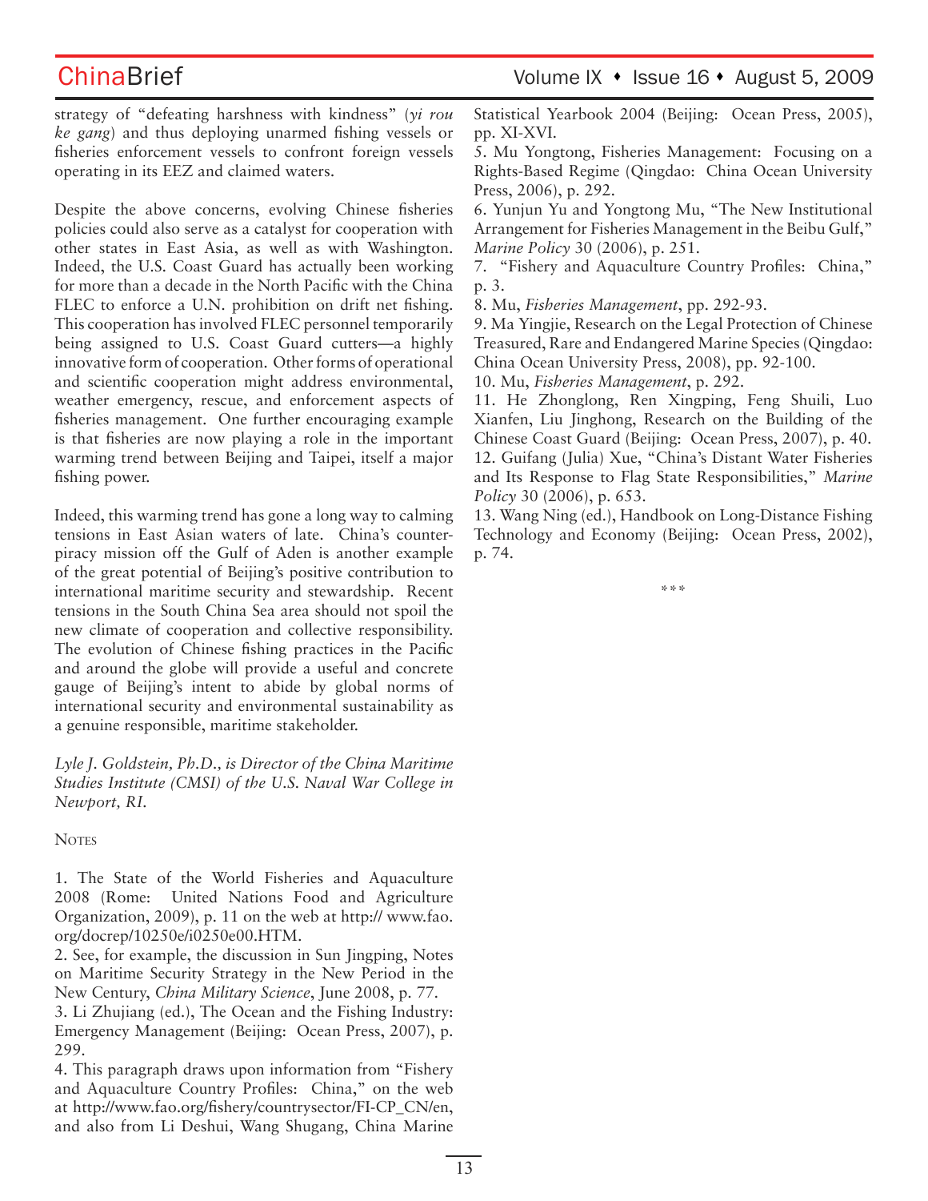strategy of "defeating harshness with kindness" (*yi rou ke gang*) and thus deploying unarmed fishing vessels or fisheries enforcement vessels to confront foreign vessels operating in its EEZ and claimed waters.

Despite the above concerns, evolving Chinese fisheries policies could also serve as a catalyst for cooperation with other states in East Asia, as well as with Washington. Indeed, the U.S. Coast Guard has actually been working for more than a decade in the North Pacific with the China FLEC to enforce a U.N. prohibition on drift net fishing. This cooperation has involved FLEC personnel temporarily being assigned to U.S. Coast Guard cutters—a highly innovative form of cooperation. Other forms of operational and scientific cooperation might address environmental, weather emergency, rescue, and enforcement aspects of fisheries management. One further encouraging example is that fisheries are now playing a role in the important warming trend between Beijing and Taipei, itself a major fishing power.

Indeed, this warming trend has gone a long way to calming tensions in East Asian waters of late. China's counter-piracy mission off the Gulf of Aden is another example of the great potential of Beijing's positive contribution to international maritime security and stewardship. Recent tensions in the South China Sea area should not spoil the new climate of cooperation and collective responsibility. The evolution of Chinese fishing practices in the Pacific and around the globe will provide a useful and concrete gauge of Beijing's intent to abide by global norms of international security and environmental sustainability as a genuine responsible, maritime stakeholder.

*Lyle J. Goldstein, Ph.D., is Director of the China Maritime Studies Institute (CMSI) of the U.S. Naval War College in Newport, RI.*

Notes

1. The State of the World Fisheries and Aquaculture 2008 (Rome: United Nations Food and Agriculture Organization, 2009), p. 11 on the web at http:// www.fao.org/docrep/10250e/i0250e00.HTM.
2. See, for example, the discussion in Sun Jingping, Notes on Maritime Security Strategy in the New Period in the New Century, *China Military Science*, June 2008, p. 77.
3. Li Zhujiang (ed.), The Ocean and the Fishing Industry: Emergency Management (Beijing: Ocean Press, 2007), p. 299.
4. This paragraph draws upon information from "Fishery and Aquaculture Country Profiles: China," on the web at http://www.fao.org/fishery/countrysector/FI-CP_CN/en, and also from Li Deshui, Wang Shugang, China Marine Statistical Yearbook 2004 (Beijing: Ocean Press, 2005), pp. XI-XVI.
5. Mu Yongtong, Fisheries Management: Focusing on a Rights-Based Regime (Qingdao: China Ocean University Press, 2006), p. 292.
6. Yunjun Yu and Yongtong Mu, "The New Institutional Arrangement for Fisheries Management in the Beibu Gulf," *Marine Policy* 30 (2006), p. 251.
7. "Fishery and Aquaculture Country Profiles: China," p. 3.
8. Mu, *Fisheries Management*, pp. 292-93.
9. Ma Yingjie, Research on the Legal Protection of Chinese Treasured, Rare and Endangered Marine Species (Qingdao: China Ocean University Press, 2008), pp. 92-100.
10. Mu, *Fisheries Management*, p. 292.
11. He Zhonglong, Ren Xingping, Feng Shuili, Luo Xianfen, Liu Jinghong, Research on the Building of the Chinese Coast Guard (Beijing: Ocean Press, 2007), p. 40.
12. Guifang (Julia) Xue, "China's Distant Water Fisheries and Its Response to Flag State Responsibilities," *Marine Policy* 30 (2006), p. 653.
13. Wang Ning (ed.), Handbook on Long-Distance Fishing Technology and Economy (Beijing: Ocean Press, 2002), p. 74.

\*\*\*